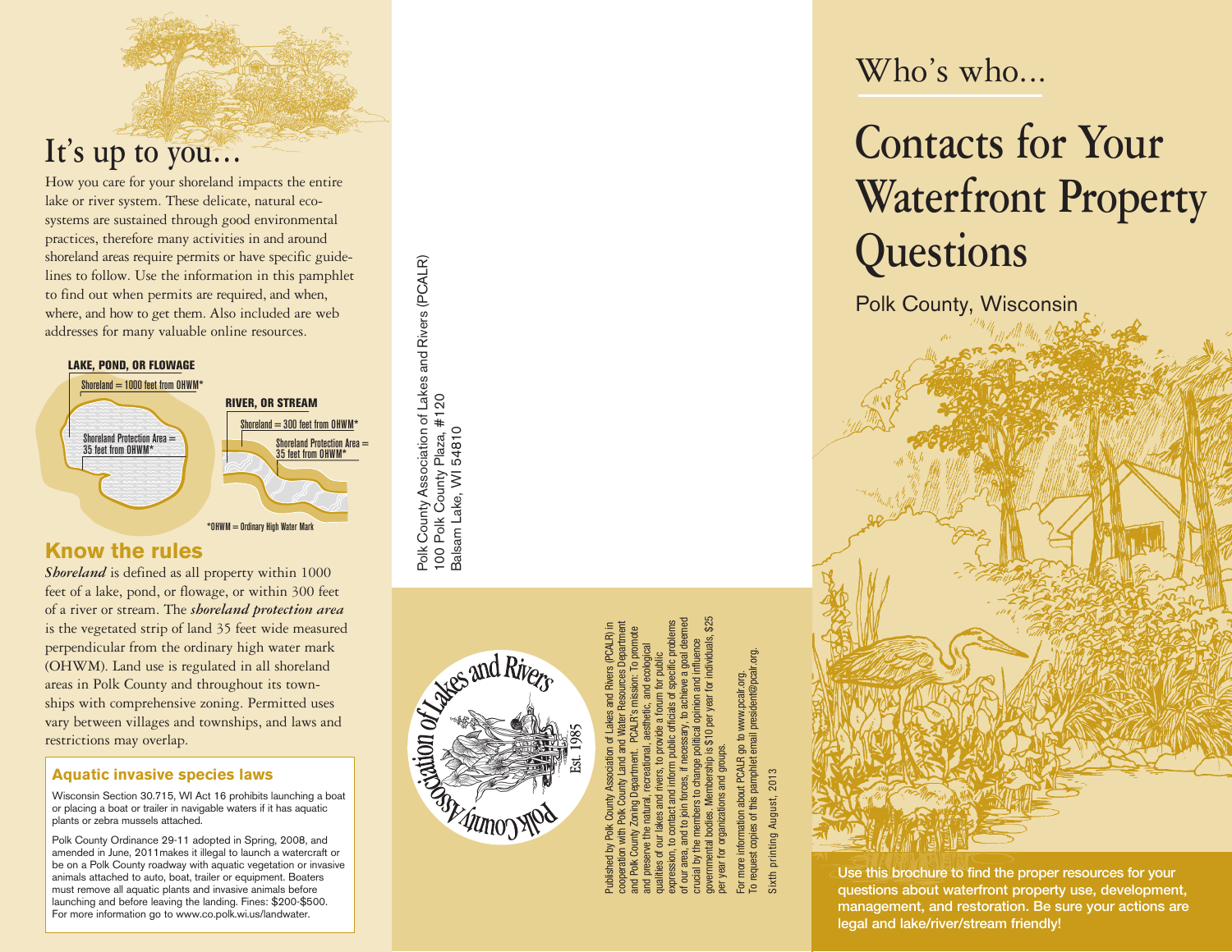# It's up to you…

How you care for your shoreland impacts the entire lake or river system. These delicate, natural ecosystems are sustained through good environmental practices, therefore many activities in and around shoreland areas require permits or have specific guidelines to follow. Use the information in this pamphlet to find out when permits are required, and when, where, and how to get them. Also included are web addresses for many valuable online resources.

**LAKE, POND, OR FLOWAGE**

Shoreland = 1000 feet from OHWM*

Shoreland Protection Area = 35 feet from OHWM*

**RIVER, OR STREAM**

Shoreland = 300 feet from OHWM*

Shoreland Protection Area = 35 feet from OHWM*

*OHWM = Ordinary High Water Mark

## Know the rules

***Shoreland*** is defined as all property within 1000 feet of a lake, pond, or flowage, or within 300 feet of a river or stream. The ***shoreland protection area*** is the vegetated strip of land 35 feet wide measured perpendicular from the ordinary high water mark (OHWM). Land use is regulated in all shoreland areas in Polk County and throughout its townships with comprehensive zoning. Permitted uses vary between villages and townships, and laws and restrictions may overlap.

### Aquatic invasive species laws

Wisconsin Section 30.715, WI Act 16 prohibits launching a boat or placing a boat or trailer in navigable waters if it has aquatic plants or zebra mussels attached.

Polk County Ordinance 29-11 adopted in Spring, 2008, and amended in June, 2011makes it illegal to launch a watercraft or be on a Polk County roadway with aquatic vegetation or invasive animals attached to auto, boat, trailer or equipment. Boaters must remove all aquatic plants and invasive animals before launching and before leaving the landing. Fines: $200-$500. For more information go to www.co.polk.wi.us/landwater.

Polk County Association of Lakes and Rivers (PCALR)
100 Polk County Plaza, #120
Balsam Lake, WI 54810

Polk County Association of Lakes and Rivers
Est. 1985

Published by Polk County Association of Lakes and Rivers (PCALR) in cooperation with Polk County Land and Water Resources Department and Polk County Zoning Department. PCALR's mission: To promote and preserve the natural, recreational, aesthetic, and ecological qualities of our lakes and rivers, to provide a forum for public expression, to contact and inform public officials of specific problems of our area, and to join forces, if necessary, to achieve a goal deemed crucial by the members to change political opinion and influence governmental bodies. Membership is $10 per year for individuals, $25 per year for organizations and groups.

For more information about PCALR go to www.pcalr.org.
To request copies of this pamphlet email president@pcalr.org.

Sixth printing August, 2013

Who's who…

# Contacts for Your Waterfront Property Questions

Polk County, Wisconsin

**Use this brochure to find the proper resources for your questions about waterfront property use, development, management, and restoration. Be sure your actions are legal and lake/river/stream friendly!**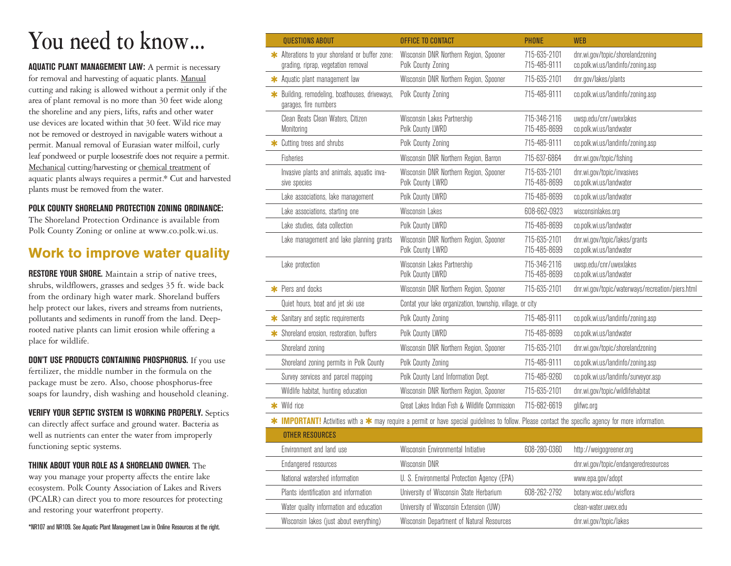# You need to know...

**AQUATIC PLANT MANAGEMENT LAW:** A permit is necessary for removal and harvesting of aquatic plants. Manual cutting and raking is allowed without a permit only if the area of plant removal is no more than 30 feet wide along the shoreline and any piers, lifts, rafts and other water use devices are located within that 30 feet. Wild rice may not be removed or destroyed in navigable waters without a permit. Manual removal of Eurasian water milfoil, curly leaf pondweed or purple loosestrife does not require a permit. Mechanical cutting/harvesting or chemical treatment of aquatic plants always requires a permit.* Cut and harvested plants must be removed from the water.

**POLK COUNTY SHORELAND PROTECTION ZONING ORDINANCE:** The Shoreland Protection Ordinance is available from Polk County Zoning or online at www.co.polk.wi.us.

## Work to improve water quality

**RESTORE YOUR SHORE.** Maintain a strip of native trees, shrubs, wildflowers, grasses and sedges 35 ft. wide back from the ordinary high water mark. Shoreland buffers help protect our lakes, rivers and streams from nutrients, pollutants and sediments in runoff from the land. Deep-rooted native plants can limit erosion while offering a place for wildlife.

**DON'T USE PRODUCTS CONTAINING PHOSPHORUS.** If you use fertilizer, the middle number in the formula on the package must be zero. Also, choose phosphorus-free soaps for laundry, dish washing and household cleaning.

**VERIFY YOUR SEPTIC SYSTEM IS WORKING PROPERLY.** Septics can directly affect surface and ground water. Bacteria as well as nutrients can enter the water from improperly functioning septic systems.

**THINK ABOUT YOUR ROLE AS A SHORELAND OWNER.** The way you manage your property affects the entire lake ecosystem. Polk County Association of Lakes and Rivers (PCALR) can direct you to more resources for protecting and restoring your waterfront property.

*NR107 and NR109. See Aquatic Plant Management Law in Online Resources at the right.

| QUESTIONS ABOUT | OFFICE TO CONTACT | PHONE | WEB |
|---|---|---|---|
| * Alterations to your shoreland or buffer zone: grading, riprap, vegetation removal | Wisconsin DNR Northern Region, Spooner<br>Polk County Zoning | 715-635-2101<br>715-485-9111 | dnr.wi.gov/topic/shorelandzoning<br>co.polk.wi.us/landinfo/zoning.asp |
| * Aquatic plant management law | Wisconsin DNR Northern Region, Spooner | 715-635-2101 | dnr.gov/lakes/plants |
| * Building, remodeling, boathouses, driveways, garages, fire numbers | Polk County Zoning | 715-485-9111 | co.polk.wi.us/landinfo/zoning.asp |
| Clean Boats Clean Waters, Citizen Monitoring | Wisconsin Lakes Partnership<br>Polk County LWRD | 715-346-2116<br>715-485-8699 | uwsp.edu/cnr/uwexlakes<br>co.polk.wi.us/landwater |
| * Cutting trees and shrubs | Polk County Zoning | 715-485-9111 | co.polk.wi.us/landinfo/zoning.asp |
| Fisheries | Wisconsin DNR Northern Region, Barron | 715-637-6864 | dnr.wi.gov/topic/fishing |
| Invasive plants and animals, aquatic invasive species | Wisconsin DNR Northern Region, Spooner<br>Polk County LWRD | 715-635-2101<br>715-485-8699 | dnr.wi.gov/topic/invasives<br>co.polk.wi.us/landwater |
| Lake associations, lake management | Polk County LWRD | 715-485-8699 | co.polk.wi.us/landwater |
| Lake associations, starting one | Wisconsin Lakes | 608-662-0923 | wisconsinlakes.org |
| Lake studies, data collection | Polk County LWRD | 715-485-8699 | co.polk.wi.us/landwater |
| Lake management and lake planning grants | Wisconsin DNR Northern Region, Spooner<br>Polk County LWRD | 715-635-2101<br>715-485-8699 | dnr.wi.gov/topic/lakes/grants<br>co.polk.wi.us/landwater |
| Lake protection | Wisconsin Lakes Partnership<br>Polk County LWRD | 715-346-2116<br>715-485-8699 | uwsp.edu/cnr/uwexlakes<br>co.polk.wi.us/landwater |
| * Piers and docks | Wisconsin DNR Northern Region, Spooner | 715-635-2101 | dnr.wi.gov/topic/waterways/recreation/piers.html |
| Quiet hours, boat and jet ski use | Contat your lake organization, township, village, or city | | |
| * Sanitary and septic requirements | Polk County Zoning | 715-485-9111 | co.polk.wi.us/landinfo/zoning.asp |
| * Shoreland erosion, restoration, buffers | Polk County LWRD | 715-485-8699 | co.polk.wi.us/landwater |
| Shoreland zoning | Wisconsin DNR Northern Region, Spooner | 715-635-2101 | dnr.wi.gov/topic/shorelandzoning |
| Shoreland zoning permits in Polk County | Polk County Zoning | 715-485-9111 | co.polk.wi.us/landinfo/zoning.asp |
| Survey services and parcel mapping | Polk County Land Information Dept. | 715-485-9260 | co.polk.wi.us/landinfo/surveyor.asp |
| Wildlife habitat, hunting education | Wisconsin DNR Northern Region, Spooner | 715-635-2101 | dnr.wi.gov/topic/wildlifehabitat |
| * Wild rice | Great Lakes Indian Fish & Wildlife Commission | 715-682-6619 | glifwc.org |

* **IMPORTANT!** Activities with a * may require a permit or have special guidelines to follow. Please contact the specific agency for more information.

| OTHER RESOURCES | | | |
|---|---|---|---|
| Environment and land use | Wisconsin Environmental Initiative | 608-280-0360 | http://weigogreener.org |
| Endangered resources | Wisconsin DNR | | dnr.wi.gov/topic/endangeredresources |
| National watershed information | U. S. Environmental Protection Agency (EPA) | | www.epa.gov/adopt |
| Plants identification and information | University of Wisconsin State Herbarium | 608-262-2792 | botany.wisc.edu/wisflora |
| Water quality information and education | University of Wisconsin Extension (UW) | | clean-water.uwex.edu |
| Wisconsin lakes (just about everything) | Wisconsin Department of Natural Resources | | dnr.wi.gov/topic/lakes |